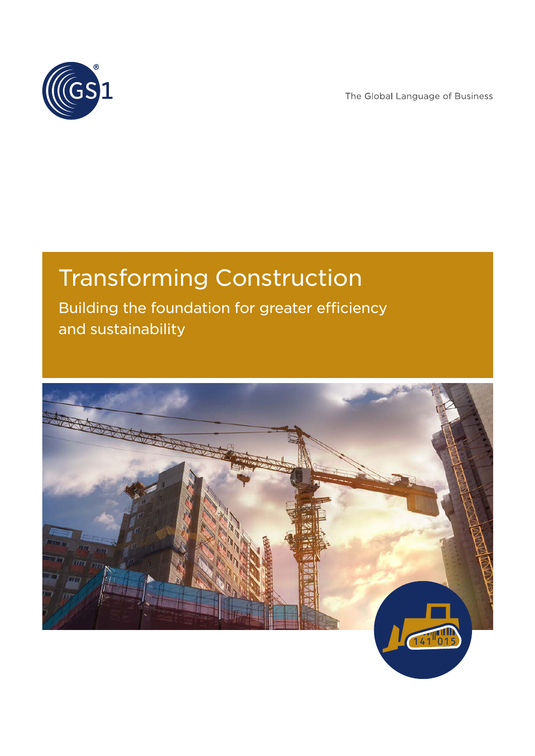The Global Language of Business

# Transforming Construction

## Building the foundation for greater efficiency and sustainability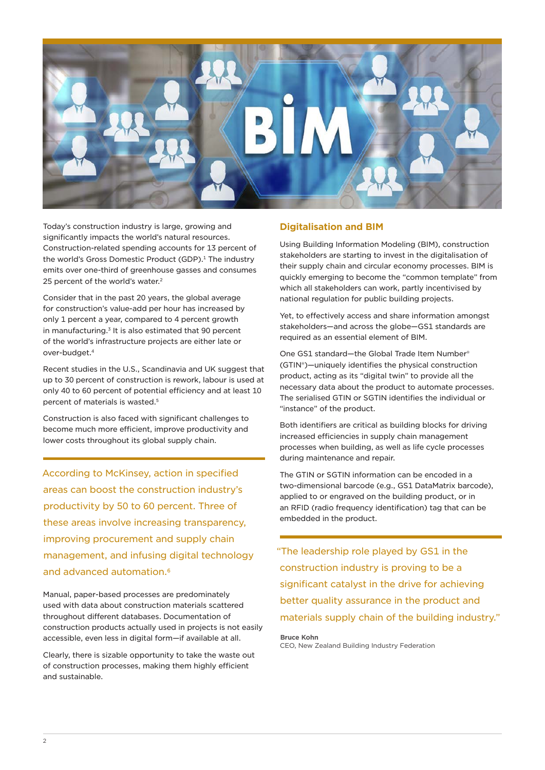Today's construction industry is large, growing and significantly impacts the world's natural resources. Construction-related spending accounts for 13 percent of the world's Gross Domestic Product (GDP).[1] The industry emits over one-third of greenhouse gasses and consumes 25 percent of the world's water.[2]

Consider that in the past 20 years, the global average for construction's value-add per hour has increased by only 1 percent a year, compared to 4 percent growth in manufacturing.[3] It is also estimated that 90 percent of the world's infrastructure projects are either late or over-budget.[4]

Recent studies in the U.S., Scandinavia and UK suggest that up to 30 percent of construction is rework, labour is used at only 40 to 60 percent of potential efficiency and at least 10 percent of materials is wasted.[5]

Construction is also faced with significant challenges to become much more efficient, improve productivity and lower costs throughout its global supply chain.

According to McKinsey, action in specified areas can boost the construction industry's productivity by 50 to 60 percent. Three of these areas involve increasing transparency, improving procurement and supply chain management, and infusing digital technology and advanced automation.[6]

Manual, paper-based processes are predominately used with data about construction materials scattered throughout different databases. Documentation of construction products actually used in projects is not easily accessible, even less in digital form—if available at all.

Clearly, there is sizable opportunity to take the waste out of construction processes, making them highly efficient and sustainable.

## Digitalisation and BIM

Using Building Information Modeling (BIM), construction stakeholders are starting to invest in the digitalisation of their supply chain and circular economy processes. BIM is quickly emerging to become the "common template" from which all stakeholders can work, partly incentivised by national regulation for public building projects.

Yet, to effectively access and share information amongst stakeholders—and across the globe—GS1 standards are required as an essential element of BIM.

One GS1 standard—the Global Trade Item Number® (GTIN®)—uniquely identifies the physical construction product, acting as its "digital twin" to provide all the necessary data about the product to automate processes. The serialised GTIN or SGTIN identifies the individual or "instance" of the product.

Both identifiers are critical as building blocks for driving increased efficiencies in supply chain management processes when building, as well as life cycle processes during maintenance and repair.

The GTIN or SGTIN information can be encoded in a two-dimensional barcode (e.g., GS1 DataMatrix barcode), applied to or engraved on the building product, or in an RFID (radio frequency identification) tag that can be embedded in the product.

"The leadership role played by GS1 in the construction industry is proving to be a significant catalyst in the drive for achieving better quality assurance in the product and materials supply chain of the building industry."

**Bruce Kohn**
CEO, New Zealand Building Industry Federation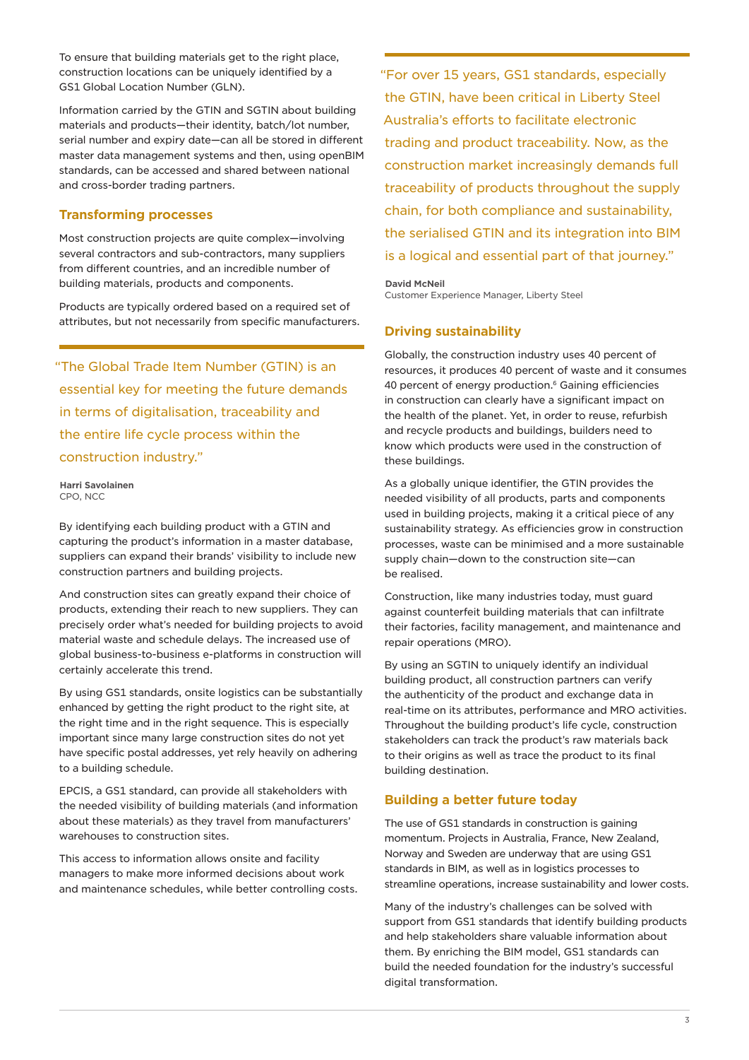To ensure that building materials get to the right place, construction locations can be uniquely identified by a GS1 Global Location Number (GLN).

Information carried by the GTIN and SGTIN about building materials and products—their identity, batch/lot number, serial number and expiry date—can all be stored in different master data management systems and then, using openBIM standards, can be accessed and shared between national and cross-border trading partners.

## Transforming processes

Most construction projects are quite complex—involving several contractors and sub-contractors, many suppliers from different countries, and an incredible number of building materials, products and components.

Products are typically ordered based on a required set of attributes, but not necessarily from specific manufacturers.

> "The Global Trade Item Number (GTIN) is an essential key for meeting the future demands in terms of digitalisation, traceability and the entire life cycle process within the construction industry."
>
> **Harri Savolainen**
> CPO, NCC

By identifying each building product with a GTIN and capturing the product's information in a master database, suppliers can expand their brands' visibility to include new construction partners and building projects.

And construction sites can greatly expand their choice of products, extending their reach to new suppliers. They can precisely order what's needed for building projects to avoid material waste and schedule delays. The increased use of global business-to-business e-platforms in construction will certainly accelerate this trend.

By using GS1 standards, onsite logistics can be substantially enhanced by getting the right product to the right site, at the right time and in the right sequence. This is especially important since many large construction sites do not yet have specific postal addresses, yet rely heavily on adhering to a building schedule.

EPCIS, a GS1 standard, can provide all stakeholders with the needed visibility of building materials (and information about these materials) as they travel from manufacturers' warehouses to construction sites.

This access to information allows onsite and facility managers to make more informed decisions about work and maintenance schedules, while better controlling costs.

> "For over 15 years, GS1 standards, especially the GTIN, have been critical in Liberty Steel Australia's efforts to facilitate electronic trading and product traceability. Now, as the construction market increasingly demands full traceability of products throughout the supply chain, for both compliance and sustainability, the serialised GTIN and its integration into BIM is a logical and essential part of that journey."
>
> **David McNeil**
> Customer Experience Manager, Liberty Steel

## Driving sustainability

Globally, the construction industry uses 40 percent of resources, it produces 40 percent of waste and it consumes 40 percent of energy production.[6] Gaining efficiencies in construction can clearly have a significant impact on the health of the planet. Yet, in order to reuse, refurbish and recycle products and buildings, builders need to know which products were used in the construction of these buildings.

As a globally unique identifier, the GTIN provides the needed visibility of all products, parts and components used in building projects, making it a critical piece of any sustainability strategy. As efficiencies grow in construction processes, waste can be minimised and a more sustainable supply chain—down to the construction site—can be realised.

Construction, like many industries today, must guard against counterfeit building materials that can infiltrate their factories, facility management, and maintenance and repair operations (MRO).

By using an SGTIN to uniquely identify an individual building product, all construction partners can verify the authenticity of the product and exchange data in real-time on its attributes, performance and MRO activities. Throughout the building product's life cycle, construction stakeholders can track the product's raw materials back to their origins as well as trace the product to its final building destination.

## Building a better future today

The use of GS1 standards in construction is gaining momentum. Projects in Australia, France, New Zealand, Norway and Sweden are underway that are using GS1 standards in BIM, as well as in logistics processes to streamline operations, increase sustainability and lower costs.

Many of the industry's challenges can be solved with support from GS1 standards that identify building products and help stakeholders share valuable information about them. By enriching the BIM model, GS1 standards can build the needed foundation for the industry's successful digital transformation.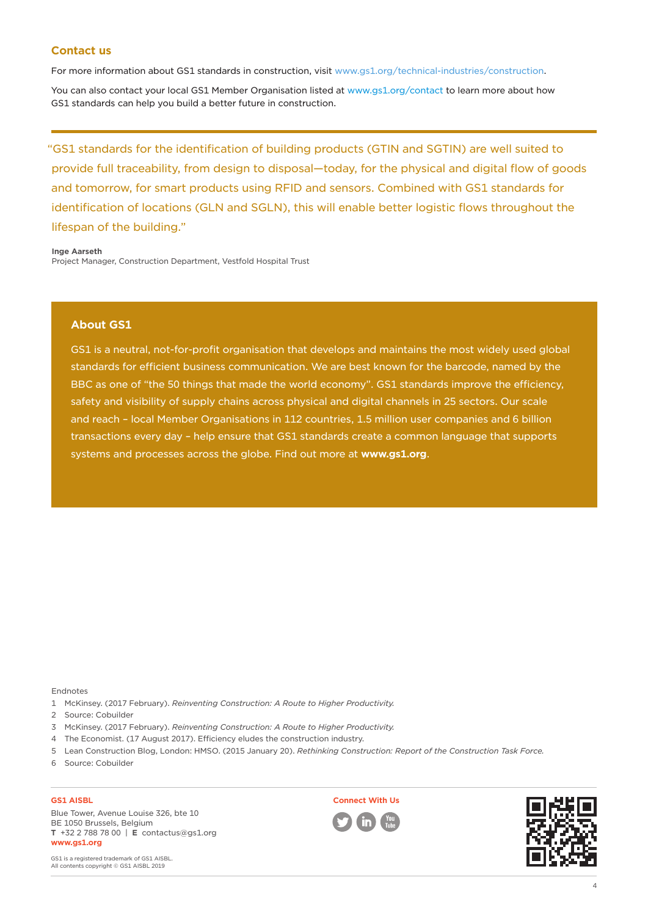## Contact us

For more information about GS1 standards in construction, visit www.gs1.org/technical-industries/construction.

You can also contact your local GS1 Member Organisation listed at www.gs1.org/contact to learn more about how GS1 standards can help you build a better future in construction.

> "GS1 standards for the identification of building products (GTIN and SGTIN) are well suited to provide full traceability, from design to disposal—today, for the physical and digital flow of goods and tomorrow, for smart products using RFID and sensors. Combined with GS1 standards for identification of locations (GLN and SGLN), this will enable better logistic flows throughout the lifespan of the building."

**Inge Aarseth**
Project Manager, Construction Department, Vestfold Hospital Trust

## About GS1

GS1 is a neutral, not-for-profit organisation that develops and maintains the most widely used global standards for efficient business communication. We are best known for the barcode, named by the BBC as one of "the 50 things that made the world economy". GS1 standards improve the efficiency, safety and visibility of supply chains across physical and digital channels in 25 sectors. Our scale and reach – local Member Organisations in 112 countries, 1.5 million user companies and 6 billion transactions every day – help ensure that GS1 standards create a common language that supports systems and processes across the globe. Find out more at **www.gs1.org**.

Endnotes

1. McKinsey. (2017 February). *Reinventing Construction: A Route to Higher Productivity.*
2. Source: Cobuilder
3. McKinsey. (2017 February). *Reinventing Construction: A Route to Higher Productivity.*
4. The Economist. (17 August 2017). Efficiency eludes the construction industry.
5. Lean Construction Blog, London: HMSO. (2015 January 20). *Rethinking Construction: Report of the Construction Task Force.*
6. Source: Cobuilder

**GS1 AISBL**
Blue Tower, Avenue Louise 326, bte 10
BE 1050 Brussels, Belgium
**T** +32 2 788 78 00 | **E** contactus@gs1.org
**www.gs1.org**

GS1 is a registered trademark of GS1 AISBL.
All contents copyright © GS1 AISBL 2019

**Connect With Us**